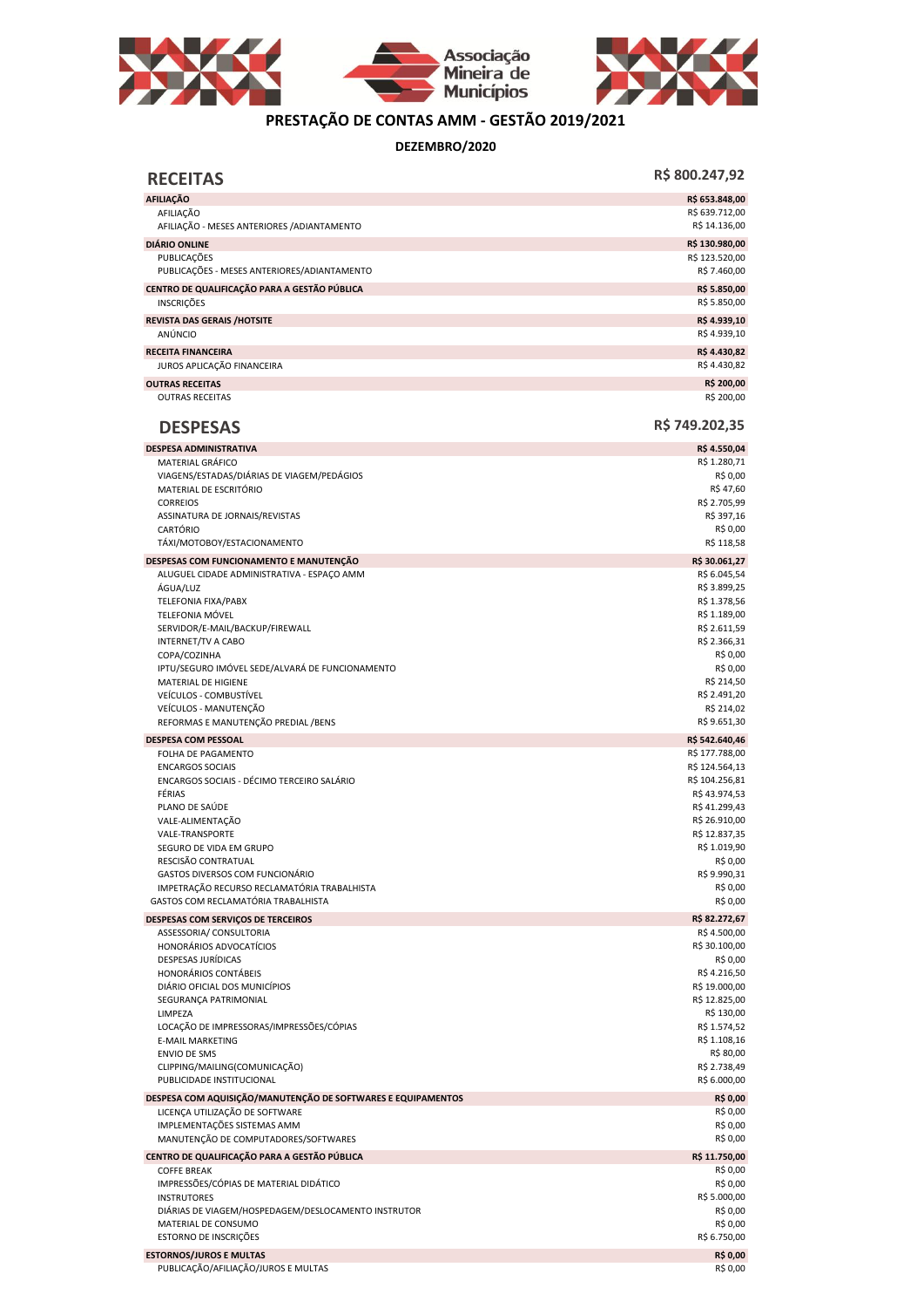# PRESTAÇÃO DE CONTAS AMM - GESTÃO 2019/2021

**DEZEMBRO/2020**

## RECEITAS — R$ 800.247,92

| | |
|---|---|
| **AFILIAÇÃO** | **R$ 653.848,00** |
| AFILIAÇÃO | R$ 639.712,00 |
| AFILIAÇÃO - MESES ANTERIORES /ADIANTAMENTO | R$ 14.136,00 |
| **DIÁRIO ONLINE** | **R$ 130.980,00** |
| PUBLICAÇÕES | R$ 123.520,00 |
| PUBLICAÇÕES - MESES ANTERIORES/ADIANTAMENTO | R$ 7.460,00 |
| **CENTRO DE QUALIFICAÇÃO PARA A GESTÃO PÚBLICA** | **R$ 5.850,00** |
| INSCRIÇÕES | R$ 5.850,00 |
| **REVISTA DAS GERAIS /HOTSITE** | **R$ 4.939,10** |
| ANÚNCIO | R$ 4.939,10 |
| **RECEITA FINANCEIRA** | **R$ 4.430,82** |
| JUROS APLICAÇÃO FINANCEIRA | R$ 4.430,82 |
| **OUTRAS RECEITAS** | **R$ 200,00** |
| OUTRAS RECEITAS | R$ 200,00 |

## DESPESAS — R$ 749.202,35

| | |
|---|---|
| **DESPESA ADMINISTRATIVA** | **R$ 4.550,04** |
| MATERIAL GRÁFICO | R$ 1.280,71 |
| VIAGENS/ESTADAS/DIÁRIAS DE VIAGEM/PEDÁGIOS | R$ 0,00 |
| MATERIAL DE ESCRITÓRIO | R$ 47,60 |
| CORREIOS | R$ 2.705,99 |
| ASSINATURA DE JORNAIS/REVISTAS | R$ 397,16 |
| CARTÓRIO | R$ 0,00 |
| TÁXI/MOTOBOY/ESTACIONAMENTO | R$ 118,58 |
| **DESPESAS COM FUNCIONAMENTO E MANUTENÇÃO** | **R$ 30.061,27** |
| ALUGUEL CIDADE ADMINISTRATIVA - ESPAÇO AMM | R$ 6.045,54 |
| ÁGUA/LUZ | R$ 3.899,25 |
| TELEFONIA FIXA/PABX | R$ 1.378,56 |
| TELEFONIA MÓVEL | R$ 1.189,00 |
| SERVIDOR/E-MAIL/BACKUP/FIREWALL | R$ 2.611,59 |
| INTERNET/TV A CABO | R$ 2.366,31 |
| COPA/COZINHA | R$ 0,00 |
| IPTU/SEGURO IMÓVEL SEDE/ALVARÁ DE FUNCIONAMENTO | R$ 0,00 |
| MATERIAL DE HIGIENE | R$ 214,50 |
| VEÍCULOS - COMBUSTÍVEL | R$ 2.491,20 |
| VEÍCULOS - MANUTENÇÃO | R$ 214,02 |
| REFORMAS E MANUTENÇÃO PREDIAL /BENS | R$ 9.651,30 |
| **DESPESA COM PESSOAL** | **R$ 542.640,46** |
| FOLHA DE PAGAMENTO | R$ 177.788,00 |
| ENCARGOS SOCIAIS | R$ 124.564,13 |
| ENCARGOS SOCIAIS - DÉCIMO TERCEIRO SALÁRIO | R$ 104.256,81 |
| FÉRIAS | R$ 43.974,53 |
| PLANO DE SAÚDE | R$ 41.299,43 |
| VALE-ALIMENTAÇÃO | R$ 26.910,00 |
| VALE-TRANSPORTE | R$ 12.837,35 |
| SEGURO DE VIDA EM GRUPO | R$ 1.019,90 |
| RESCISÃO CONTRATUAL | R$ 0,00 |
| GASTOS DIVERSOS COM FUNCIONÁRIO | R$ 9.990,31 |
| IMPETRAÇÃO RECURSO RECLAMATÓRIA TRABALHISTA | R$ 0,00 |
| GASTOS COM RECLAMATÓRIA TRABALHISTA | R$ 0,00 |
| **DESPESAS COM SERVIÇOS DE TERCEIROS** | **R$ 82.272,67** |
| ASSESSORIA/ CONSULTORIA | R$ 4.500,00 |
| HONORÁRIOS ADVOCATÍCIOS | R$ 30.100,00 |
| DESPESAS JURÍDICAS | R$ 0,00 |
| HONORÁRIOS CONTÁBEIS | R$ 4.216,50 |
| DIÁRIO OFICIAL DOS MUNICÍPIOS | R$ 19.000,00 |
| SEGURANÇA PATRIMONIAL | R$ 12.825,00 |
| LIMPEZA | R$ 130,00 |
| LOCAÇÃO DE IMPRESSORAS/IMPRESSÕES/CÓPIAS | R$ 1.574,52 |
| E-MAIL MARKETING | R$ 1.108,16 |
| ENVIO DE SMS | R$ 80,00 |
| CLIPPING/MAILING(COMUNICAÇÃO) | R$ 2.738,49 |
| PUBLICIDADE INSTITUCIONAL | R$ 6.000,00 |
| **DESPESA COM AQUISIÇÃO/MANUTENÇÃO DE SOFTWARES E EQUIPAMENTOS** | **R$ 0,00** |
| LICENÇA UTILIZAÇÃO DE SOFTWARE | R$ 0,00 |
| IMPLEMENTAÇÕES SISTEMAS AMM | R$ 0,00 |
| MANUTENÇÃO DE COMPUTADORES/SOFTWARES | R$ 0,00 |
| **CENTRO DE QUALIFICAÇÃO PARA A GESTÃO PÚBLICA** | **R$ 11.750,00** |
| COFFE BREAK | R$ 0,00 |
| IMPRESSÕES/CÓPIAS DE MATERIAL DIDÁTICO | R$ 0,00 |
| INSTRUTORES | R$ 5.000,00 |
| DIÁRIAS DE VIAGEM/HOSPEDAGEM/DESLOCAMENTO INSTRUTOR | R$ 0,00 |
| MATERIAL DE CONSUMO | R$ 0,00 |
| ESTORNO DE INSCRIÇÕES | R$ 6.750,00 |
| **ESTORNOS/JUROS E MULTAS** | **R$ 0,00** |
| PUBLICAÇÃO/AFILIAÇÃO/JUROS E MULTAS | R$ 0,00 |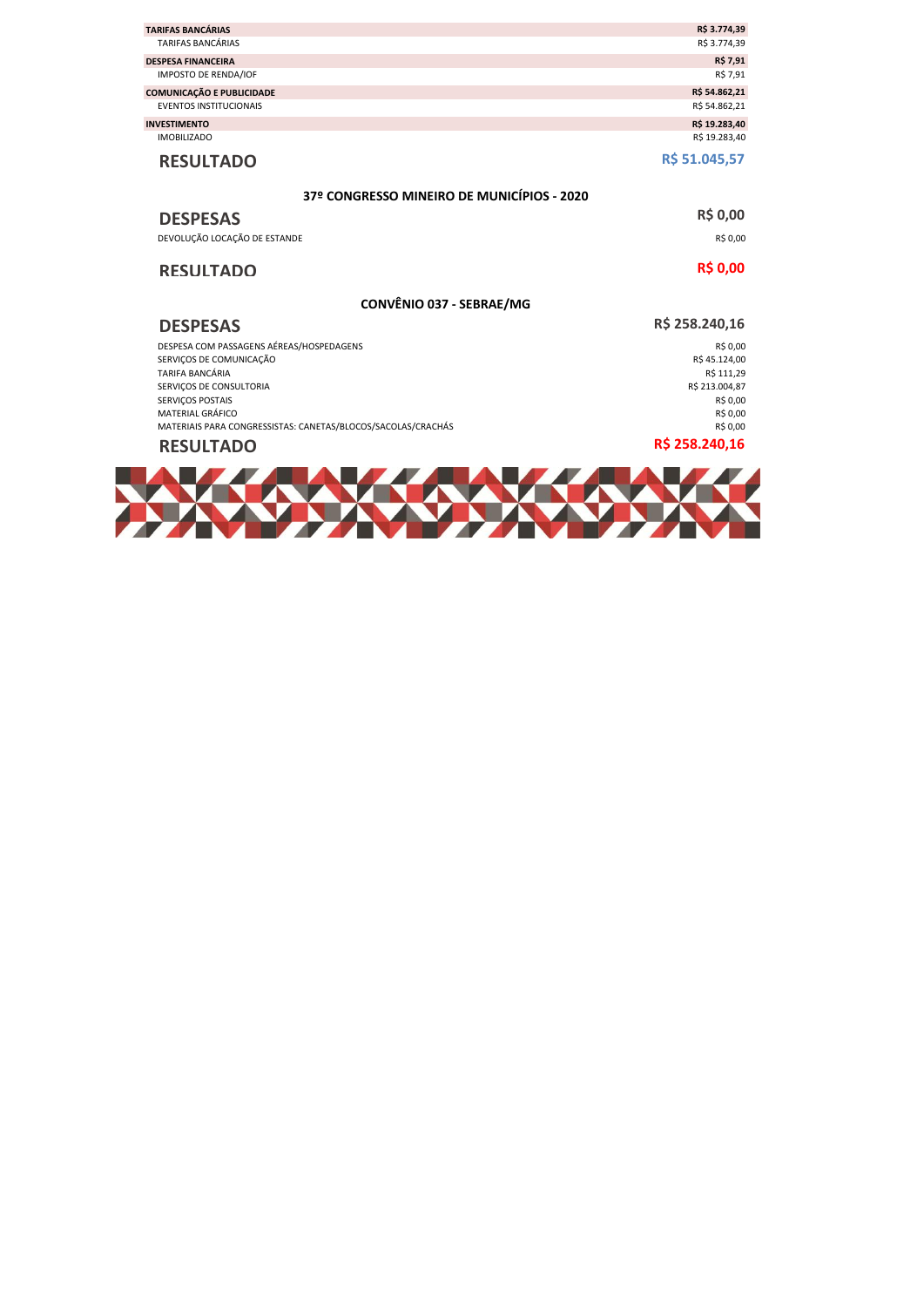| | |
|---|---|
| **TARIFAS BANCÁRIAS** | **R$ 3.774,39** |
| TARIFAS BANCÁRIAS | R$ 3.774,39 |
| **DESPESA FINANCEIRA** | **R$ 7,91** |
| IMPOSTO DE RENDA/IOF | R$ 7,91 |
| **COMUNICAÇÃO E PUBLICIDADE** | **R$ 54.862,21** |
| EVENTOS INSTITUCIONAIS | R$ 54.862,21 |
| **INVESTIMENTO** | **R$ 19.283,40** |
| IMOBILIZADO | R$ 19.283,40 |

## RESULTADO — R$ 51.045,57

### 37º CONGRESSO MINEIRO DE MUNICÍPIOS - 2020

## DESPESAS — R$ 0,00

| | |
|---|---|
| DEVOLUÇÃO LOCAÇÃO DE ESTANDE | R$ 0,00 |

## RESULTADO — R$ 0,00

### CONVÊNIO 037 - SEBRAE/MG

## DESPESAS — R$ 258.240,16

| | |
|---|---|
| DESPESA COM PASSAGENS AÉREAS/HOSPEDAGENS | R$ 0,00 |
| SERVIÇOS DE COMUNICAÇÃO | R$ 45.124,00 |
| TARIFA BANCÁRIA | R$ 111,29 |
| SERVIÇOS DE CONSULTORIA | R$ 213.004,87 |
| SERVIÇOS POSTAIS | R$ 0,00 |
| MATERIAL GRÁFICO | R$ 0,00 |
| MATERIAIS PARA CONGRESSISTAS: CANETAS/BLOCOS/SACOLAS/CRACHÁS | R$ 0,00 |

## RESULTADO — R$ 258.240,16